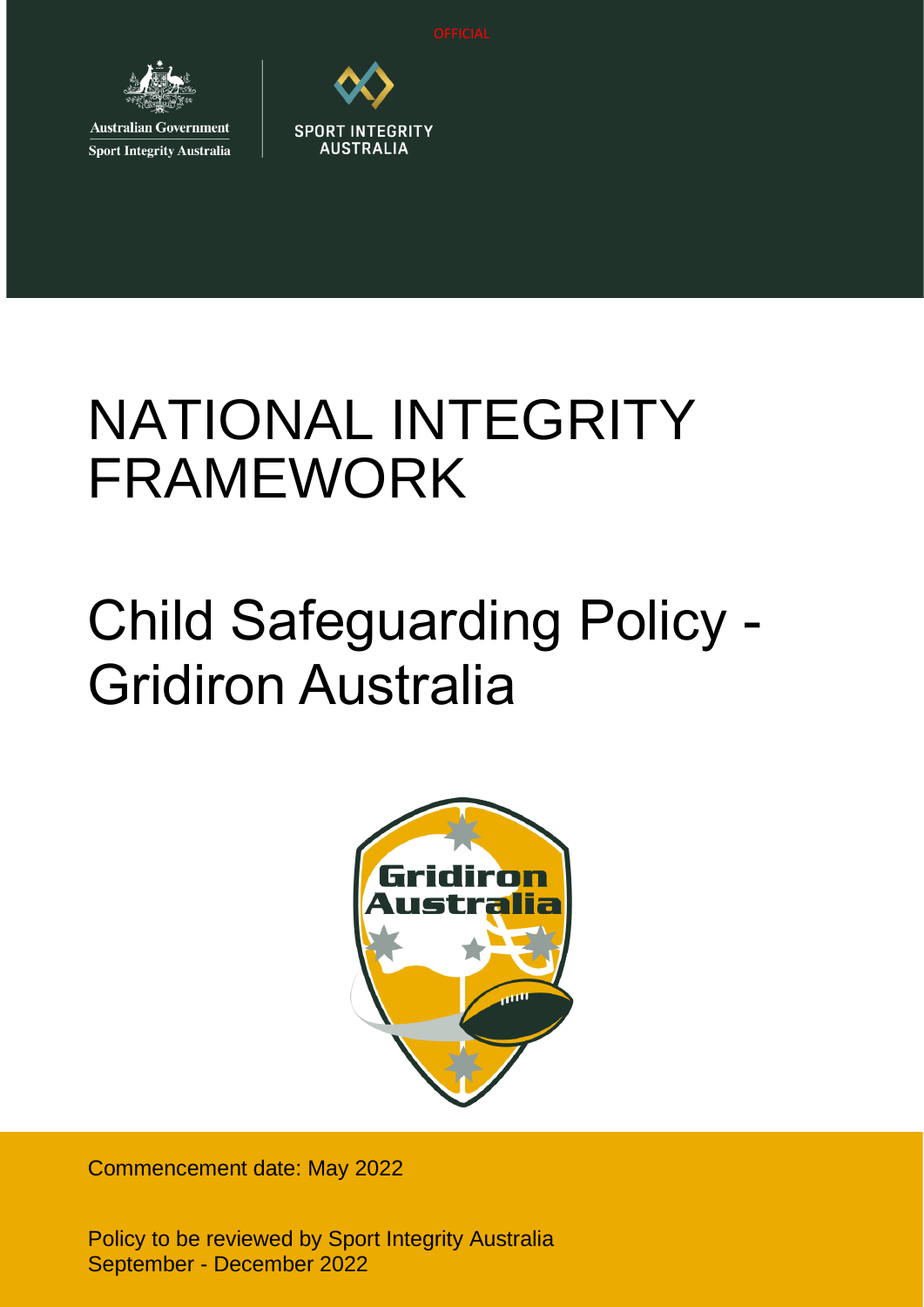OFFICIAL

Australian Government

Sport Integrity Australia

SPORT INTEGRITY AUSTRALIA

# NATIONAL INTEGRITY FRAMEWORK

# Child Safeguarding Policy - Gridiron Australia

Commencement date: May 2022

Policy to be reviewed by Sport Integrity Australia September - December 2022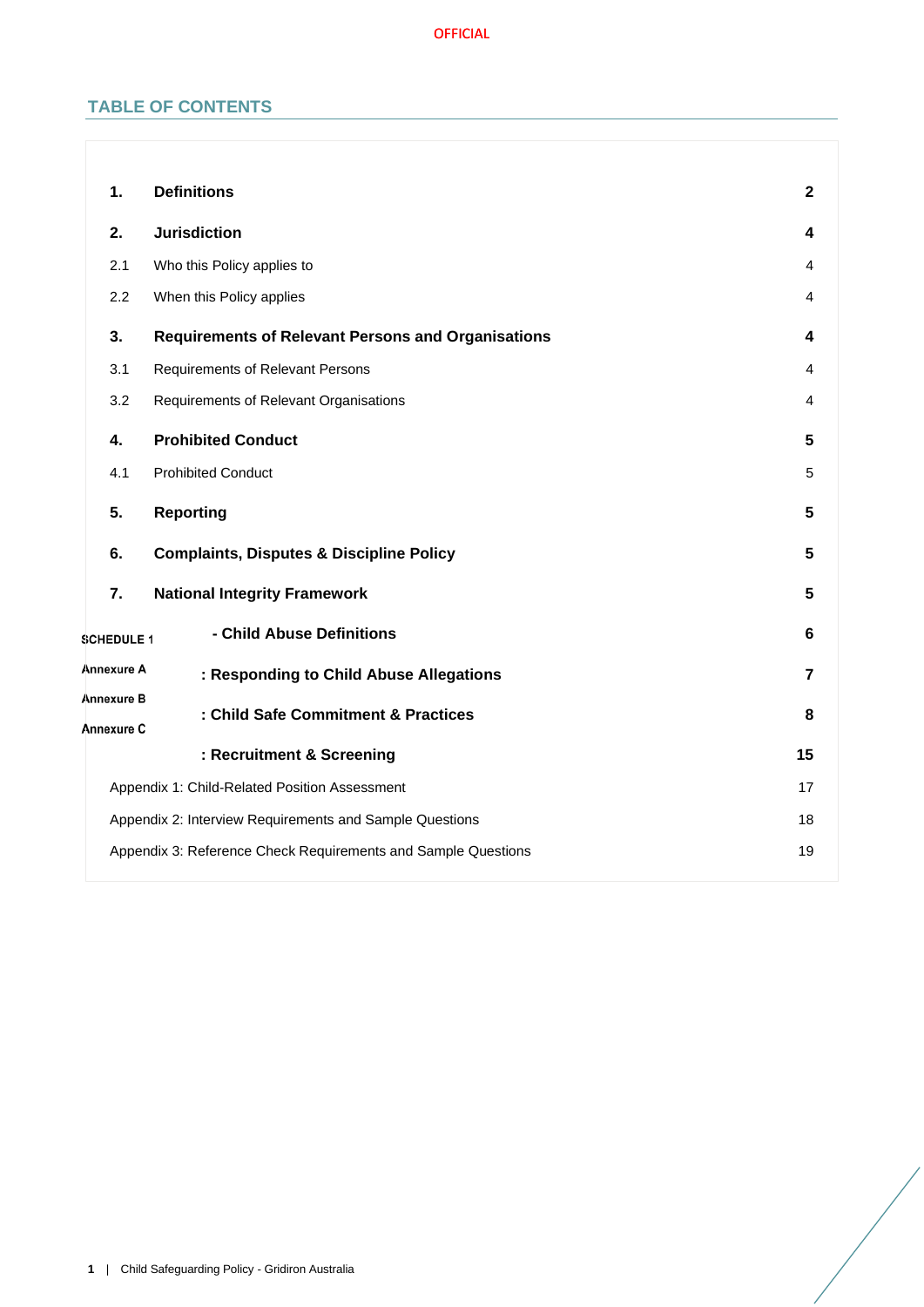## TABLE OF CONTENTS

| | | |
|---|---|---|
| **1.** | **Definitions** | **2** |
| **2.** | **Jurisdiction** | **4** |
| 2.1 | Who this Policy applies to | 4 |
| 2.2 | When this Policy applies | 4 |
| **3.** | **Requirements of Relevant Persons and Organisations** | **4** |
| 3.1 | Requirements of Relevant Persons | 4 |
| 3.2 | Requirements of Relevant Organisations | 4 |
| **4.** | **Prohibited Conduct** | **5** |
| 4.1 | Prohibited Conduct | 5 |
| **5.** | **Reporting** | **5** |
| **6.** | **Complaints, Disputes & Discipline Policy** | **5** |
| **7.** | **National Integrity Framework** | **5** |
| **SCHEDULE 1** | **- Child Abuse Definitions** | **6** |
| **Annexure A** | **: Responding to Child Abuse Allegations** | **7** |
| **Annexure B** | **: Child Safe Commitment & Practices** | **8** |
| **Annexure C** | **: Recruitment & Screening** | **15** |
| | Appendix 1: Child-Related Position Assessment | 17 |
| | Appendix 2: Interview Requirements and Sample Questions | 18 |
| | Appendix 3: Reference Check Requirements and Sample Questions | 19 |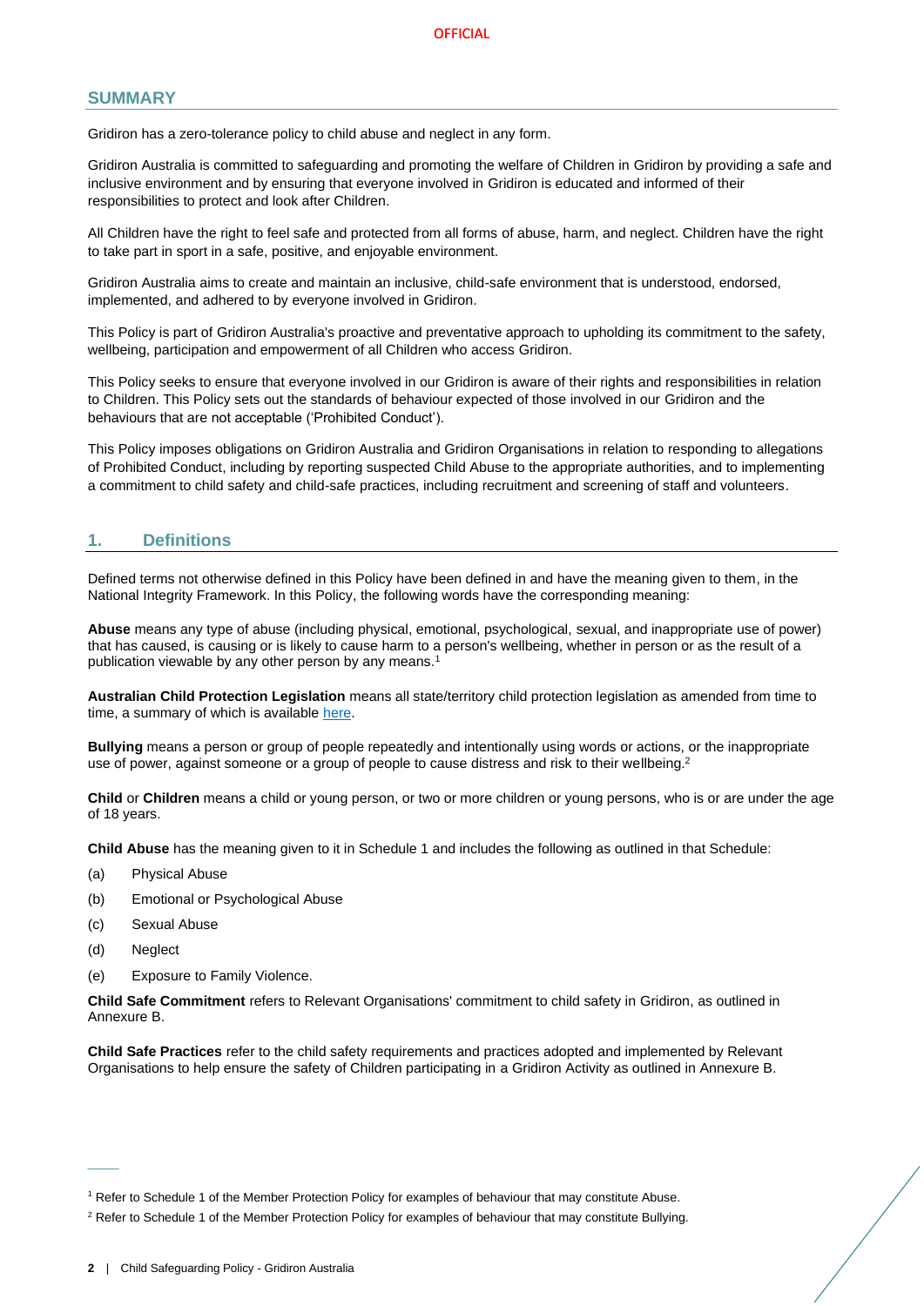## SUMMARY

Gridiron has a zero-tolerance policy to child abuse and neglect in any form.

Gridiron Australia is committed to safeguarding and promoting the welfare of Children in Gridiron by providing a safe and inclusive environment and by ensuring that everyone involved in Gridiron is educated and informed of their responsibilities to protect and look after Children.

All Children have the right to feel safe and protected from all forms of abuse, harm, and neglect. Children have the right to take part in sport in a safe, positive, and enjoyable environment.

Gridiron Australia aims to create and maintain an inclusive, child-safe environment that is understood, endorsed, implemented, and adhered to by everyone involved in Gridiron.

This Policy is part of Gridiron Australia's proactive and preventative approach to upholding its commitment to the safety, wellbeing, participation and empowerment of all Children who access Gridiron.

This Policy seeks to ensure that everyone involved in our Gridiron is aware of their rights and responsibilities in relation to Children. This Policy sets out the standards of behaviour expected of those involved in our Gridiron and the behaviours that are not acceptable ('Prohibited Conduct').

This Policy imposes obligations on Gridiron Australia and Gridiron Organisations in relation to responding to allegations of Prohibited Conduct, including by reporting suspected Child Abuse to the appropriate authorities, and to implementing a commitment to child safety and child-safe practices, including recruitment and screening of staff and volunteers.

## 1. Definitions

Defined terms not otherwise defined in this Policy have been defined in and have the meaning given to them, in the National Integrity Framework. In this Policy, the following words have the corresponding meaning:

**Abuse** means any type of abuse (including physical, emotional, psychological, sexual, and inappropriate use of power) that has caused, is causing or is likely to cause harm to a person's wellbeing, whether in person or as the result of a publication viewable by any other person by any means.[1]

**Australian Child Protection Legislation** means all state/territory child protection legislation as amended from time to time, a summary of which is available here.

**Bullying** means a person or group of people repeatedly and intentionally using words or actions, or the inappropriate use of power, against someone or a group of people to cause distress and risk to their wellbeing.[2]

**Child** or **Children** means a child or young person, or two or more children or young persons, who is or are under the age of 18 years.

**Child Abuse** has the meaning given to it in Schedule 1 and includes the following as outlined in that Schedule:

(a) Physical Abuse

(b) Emotional or Psychological Abuse

(c) Sexual Abuse

(d) Neglect

(e) Exposure to Family Violence.

**Child Safe Commitment** refers to Relevant Organisations' commitment to child safety in Gridiron, as outlined in Annexure B.

**Child Safe Practices** refer to the child safety requirements and practices adopted and implemented by Relevant Organisations to help ensure the safety of Children participating in a Gridiron Activity as outlined in Annexure B.

---

[1] Refer to Schedule 1 of the Member Protection Policy for examples of behaviour that may constitute Abuse.

[2] Refer to Schedule 1 of the Member Protection Policy for examples of behaviour that may constitute Bullying.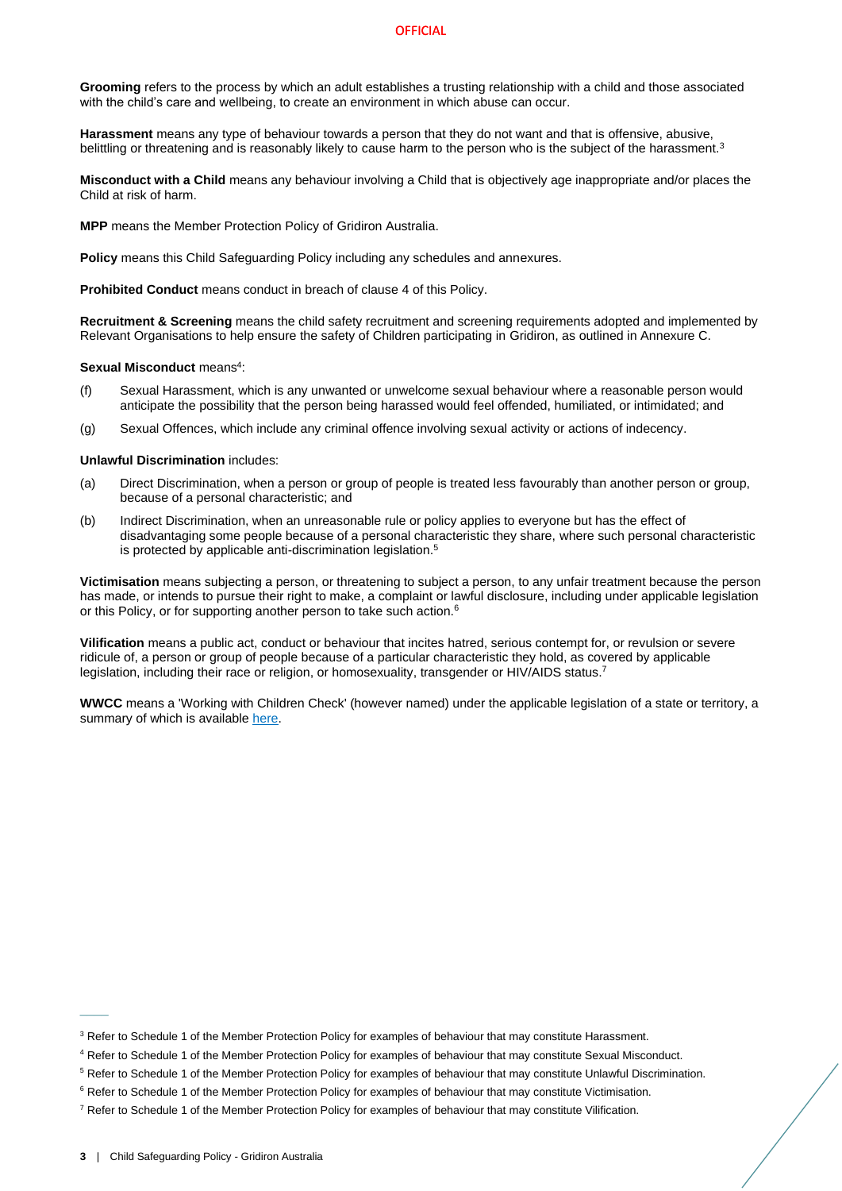**Grooming** refers to the process by which an adult establishes a trusting relationship with a child and those associated with the child's care and wellbeing, to create an environment in which abuse can occur.

**Harassment** means any type of behaviour towards a person that they do not want and that is offensive, abusive, belittling or threatening and is reasonably likely to cause harm to the person who is the subject of the harassment.[3]

**Misconduct with a Child** means any behaviour involving a Child that is objectively age inappropriate and/or places the Child at risk of harm.

**MPP** means the Member Protection Policy of Gridiron Australia.

**Policy** means this Child Safeguarding Policy including any schedules and annexures.

**Prohibited Conduct** means conduct in breach of clause 4 of this Policy.

**Recruitment & Screening** means the child safety recruitment and screening requirements adopted and implemented by Relevant Organisations to help ensure the safety of Children participating in Gridiron, as outlined in Annexure C.

**Sexual Misconduct** means[4]:

(f) Sexual Harassment, which is any unwanted or unwelcome sexual behaviour where a reasonable person would anticipate the possibility that the person being harassed would feel offended, humiliated, or intimidated; and

(g) Sexual Offences, which include any criminal offence involving sexual activity or actions of indecency.

**Unlawful Discrimination** includes:

(a) Direct Discrimination, when a person or group of people is treated less favourably than another person or group, because of a personal characteristic; and

(b) Indirect Discrimination, when an unreasonable rule or policy applies to everyone but has the effect of disadvantaging some people because of a personal characteristic they share, where such personal characteristic is protected by applicable anti-discrimination legislation.[5]

**Victimisation** means subjecting a person, or threatening to subject a person, to any unfair treatment because the person has made, or intends to pursue their right to make, a complaint or lawful disclosure, including under applicable legislation or this Policy, or for supporting another person to take such action.[6]

**Vilification** means a public act, conduct or behaviour that incites hatred, serious contempt for, or revulsion or severe ridicule of, a person or group of people because of a particular characteristic they hold, as covered by applicable legislation, including their race or religion, or homosexuality, transgender or HIV/AIDS status.[7]

**WWCC** means a 'Working with Children Check' (however named) under the applicable legislation of a state or territory, a summary of which is available here.

---

[3] Refer to Schedule 1 of the Member Protection Policy for examples of behaviour that may constitute Harassment.

[4] Refer to Schedule 1 of the Member Protection Policy for examples of behaviour that may constitute Sexual Misconduct.

[5] Refer to Schedule 1 of the Member Protection Policy for examples of behaviour that may constitute Unlawful Discrimination.

[6] Refer to Schedule 1 of the Member Protection Policy for examples of behaviour that may constitute Victimisation.

[7] Refer to Schedule 1 of the Member Protection Policy for examples of behaviour that may constitute Vilification.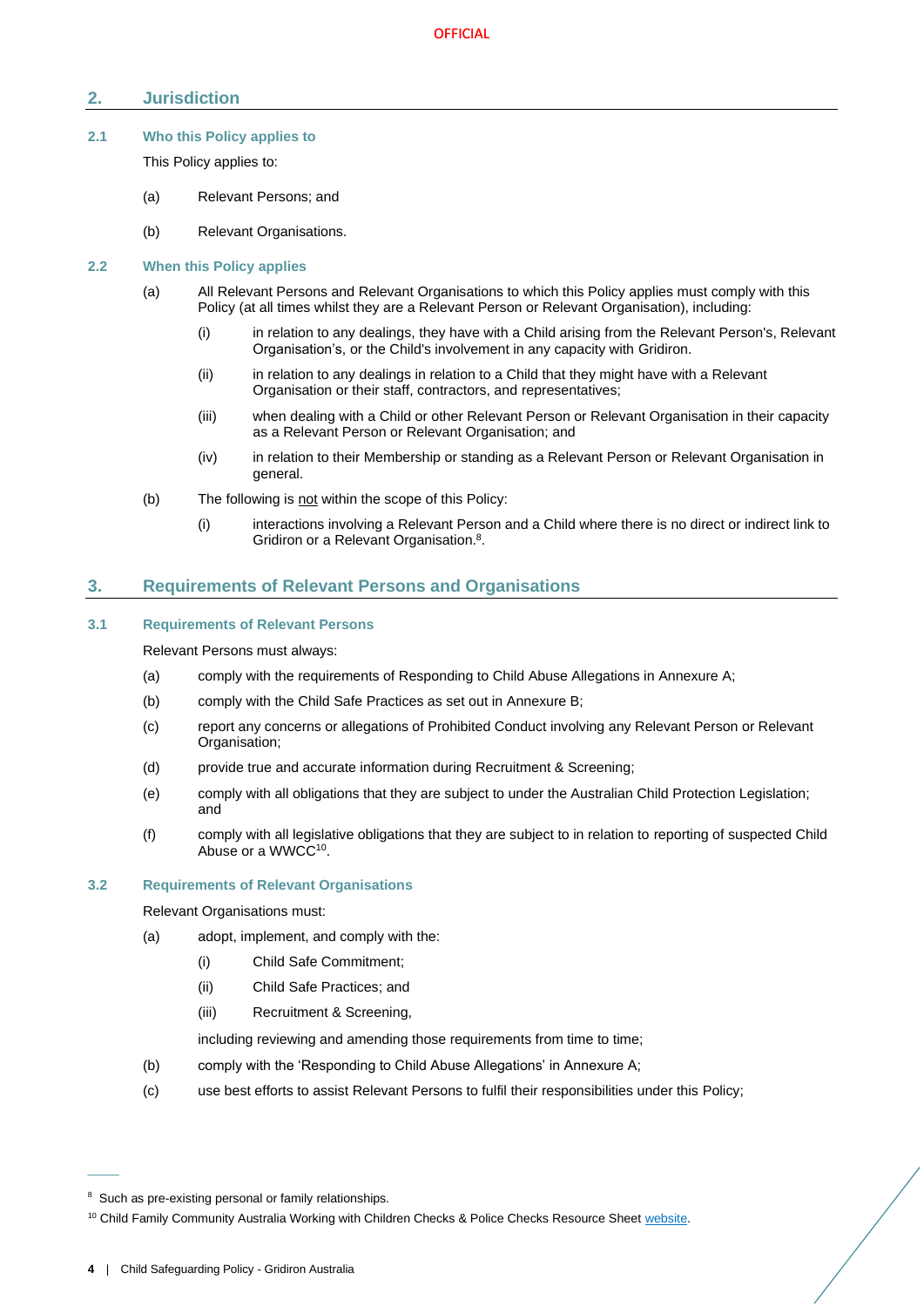## 2. Jurisdiction

### 2.1 Who this Policy applies to

This Policy applies to:

(a) Relevant Persons; and

(b) Relevant Organisations.

### 2.2 When this Policy applies

(a) All Relevant Persons and Relevant Organisations to which this Policy applies must comply with this Policy (at all times whilst they are a Relevant Person or Relevant Organisation), including:

(i) in relation to any dealings, they have with a Child arising from the Relevant Person's, Relevant Organisation's, or the Child's involvement in any capacity with Gridiron.

(ii) in relation to any dealings in relation to a Child that they might have with a Relevant Organisation or their staff, contractors, and representatives;

(iii) when dealing with a Child or other Relevant Person or Relevant Organisation in their capacity as a Relevant Person or Relevant Organisation; and

(iv) in relation to their Membership or standing as a Relevant Person or Relevant Organisation in general.

(b) The following is not within the scope of this Policy:

(i) interactions involving a Relevant Person and a Child where there is no direct or indirect link to Gridiron or a Relevant Organisation.[8].

## 3. Requirements of Relevant Persons and Organisations

### 3.1 Requirements of Relevant Persons

Relevant Persons must always:

(a) comply with the requirements of Responding to Child Abuse Allegations in Annexure A;

(b) comply with the Child Safe Practices as set out in Annexure B;

(c) report any concerns or allegations of Prohibited Conduct involving any Relevant Person or Relevant Organisation;

(d) provide true and accurate information during Recruitment & Screening;

(e) comply with all obligations that they are subject to under the Australian Child Protection Legislation; and

(f) comply with all legislative obligations that they are subject to in relation to reporting of suspected Child Abuse or a WWCC[10].

### 3.2 Requirements of Relevant Organisations

Relevant Organisations must:

(a) adopt, implement, and comply with the:

(i) Child Safe Commitment;

(ii) Child Safe Practices; and

(iii) Recruitment & Screening,

including reviewing and amending those requirements from time to time;

(b) comply with the 'Responding to Child Abuse Allegations' in Annexure A;

(c) use best efforts to assist Relevant Persons to fulfil their responsibilities under this Policy;

---

[8] Such as pre-existing personal or family relationships.

[10] Child Family Community Australia Working with Children Checks & Police Checks Resource Sheet website.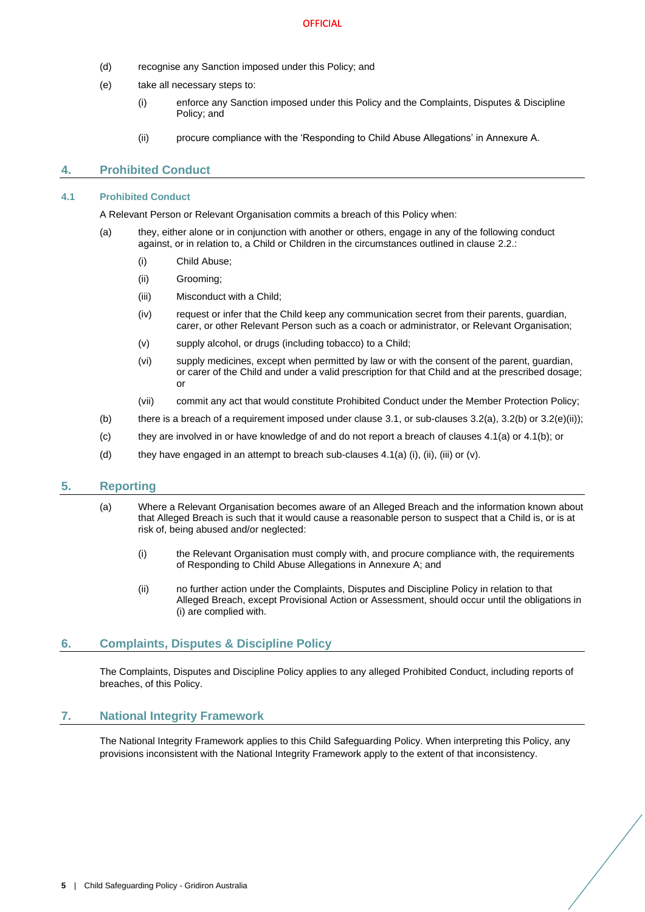(d) recognise any Sanction imposed under this Policy; and

(e) take all necessary steps to:

  (i) enforce any Sanction imposed under this Policy and the Complaints, Disputes & Discipline Policy; and

  (ii) procure compliance with the 'Responding to Child Abuse Allegations' in Annexure A.

## 4. Prohibited Conduct

### 4.1 Prohibited Conduct

A Relevant Person or Relevant Organisation commits a breach of this Policy when:

(a) they, either alone or in conjunction with another or others, engage in any of the following conduct against, or in relation to, a Child or Children in the circumstances outlined in clause 2.2.:

  (i) Child Abuse;

  (ii) Grooming;

  (iii) Misconduct with a Child;

  (iv) request or infer that the Child keep any communication secret from their parents, guardian, carer, or other Relevant Person such as a coach or administrator, or Relevant Organisation;

  (v) supply alcohol, or drugs (including tobacco) to a Child;

  (vi) supply medicines, except when permitted by law or with the consent of the parent, guardian, or carer of the Child and under a valid prescription for that Child and at the prescribed dosage; or

  (vii) commit any act that would constitute Prohibited Conduct under the Member Protection Policy;

(b) there is a breach of a requirement imposed under clause 3.1, or sub-clauses 3.2(a), 3.2(b) or 3.2(e)(ii));

(c) they are involved in or have knowledge of and do not report a breach of clauses 4.1(a) or 4.1(b); or

(d) they have engaged in an attempt to breach sub-clauses 4.1(a) (i), (ii), (iii) or (v).

## 5. Reporting

(a) Where a Relevant Organisation becomes aware of an Alleged Breach and the information known about that Alleged Breach is such that it would cause a reasonable person to suspect that a Child is, or is at risk of, being abused and/or neglected:

  (i) the Relevant Organisation must comply with, and procure compliance with, the requirements of Responding to Child Abuse Allegations in Annexure A; and

  (ii) no further action under the Complaints, Disputes and Discipline Policy in relation to that Alleged Breach, except Provisional Action or Assessment, should occur until the obligations in (i) are complied with.

## 6. Complaints, Disputes & Discipline Policy

The Complaints, Disputes and Discipline Policy applies to any alleged Prohibited Conduct, including reports of breaches, of this Policy.

## 7. National Integrity Framework

The National Integrity Framework applies to this Child Safeguarding Policy. When interpreting this Policy, any provisions inconsistent with the National Integrity Framework apply to the extent of that inconsistency.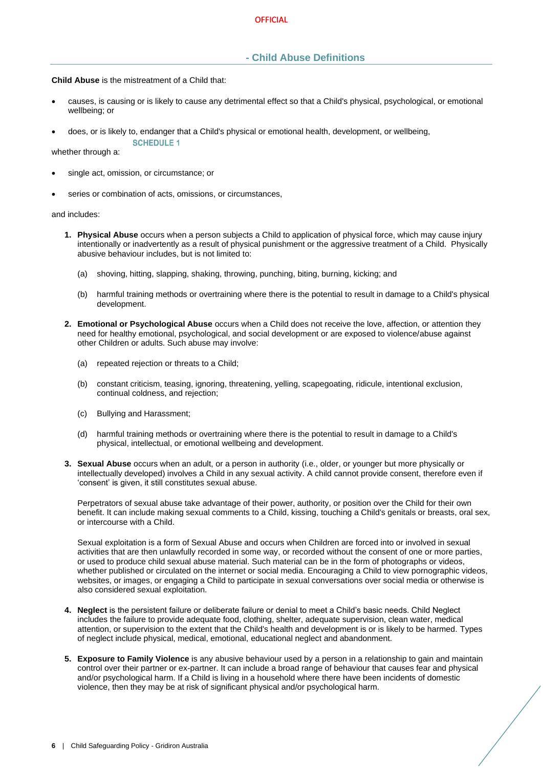## SCHEDULE 1 - Child Abuse Definitions

**Child Abuse** is the mistreatment of a Child that:

- causes, is causing or is likely to cause any detrimental effect so that a Child's physical, psychological, or emotional wellbeing; or
- does, or is likely to, endanger that a Child's physical or emotional health, development, or wellbeing,

whether through a:

- single act, omission, or circumstance; or
- series or combination of acts, omissions, or circumstances,

and includes:

1. **Physical Abuse** occurs when a person subjects a Child to application of physical force, which may cause injury intentionally or inadvertently as a result of physical punishment or the aggressive treatment of a Child. Physically abusive behaviour includes, but is not limited to:

   (a) shoving, hitting, slapping, shaking, throwing, punching, biting, burning, kicking; and

   (b) harmful training methods or overtraining where there is the potential to result in damage to a Child's physical development.

2. **Emotional or Psychological Abuse** occurs when a Child does not receive the love, affection, or attention they need for healthy emotional, psychological, and social development or are exposed to violence/abuse against other Children or adults. Such abuse may involve:

   (a) repeated rejection or threats to a Child;

   (b) constant criticism, teasing, ignoring, threatening, yelling, scapegoating, ridicule, intentional exclusion, continual coldness, and rejection;

   (c) Bullying and Harassment;

   (d) harmful training methods or overtraining where there is the potential to result in damage to a Child's physical, intellectual, or emotional wellbeing and development.

3. **Sexual Abuse** occurs when an adult, or a person in authority (i.e., older, or younger but more physically or intellectually developed) involves a Child in any sexual activity. A child cannot provide consent, therefore even if 'consent' is given, it still constitutes sexual abuse.

   Perpetrators of sexual abuse take advantage of their power, authority, or position over the Child for their own benefit. It can include making sexual comments to a Child, kissing, touching a Child's genitals or breasts, oral sex, or intercourse with a Child.

   Sexual exploitation is a form of Sexual Abuse and occurs when Children are forced into or involved in sexual activities that are then unlawfully recorded in some way, or recorded without the consent of one or more parties, or used to produce child sexual abuse material. Such material can be in the form of photographs or videos, whether published or circulated on the internet or social media. Encouraging a Child to view pornographic videos, websites, or images, or engaging a Child to participate in sexual conversations over social media or otherwise is also considered sexual exploitation.

4. **Neglect** is the persistent failure or deliberate failure or denial to meet a Child's basic needs. Child Neglect includes the failure to provide adequate food, clothing, shelter, adequate supervision, clean water, medical attention, or supervision to the extent that the Child's health and development is or is likely to be harmed. Types of neglect include physical, medical, emotional, educational neglect and abandonment.

5. **Exposure to Family Violence** is any abusive behaviour used by a person in a relationship to gain and maintain control over their partner or ex-partner. It can include a broad range of behaviour that causes fear and physical and/or psychological harm. If a Child is living in a household where there have been incidents of domestic violence, then they may be at risk of significant physical and/or psychological harm.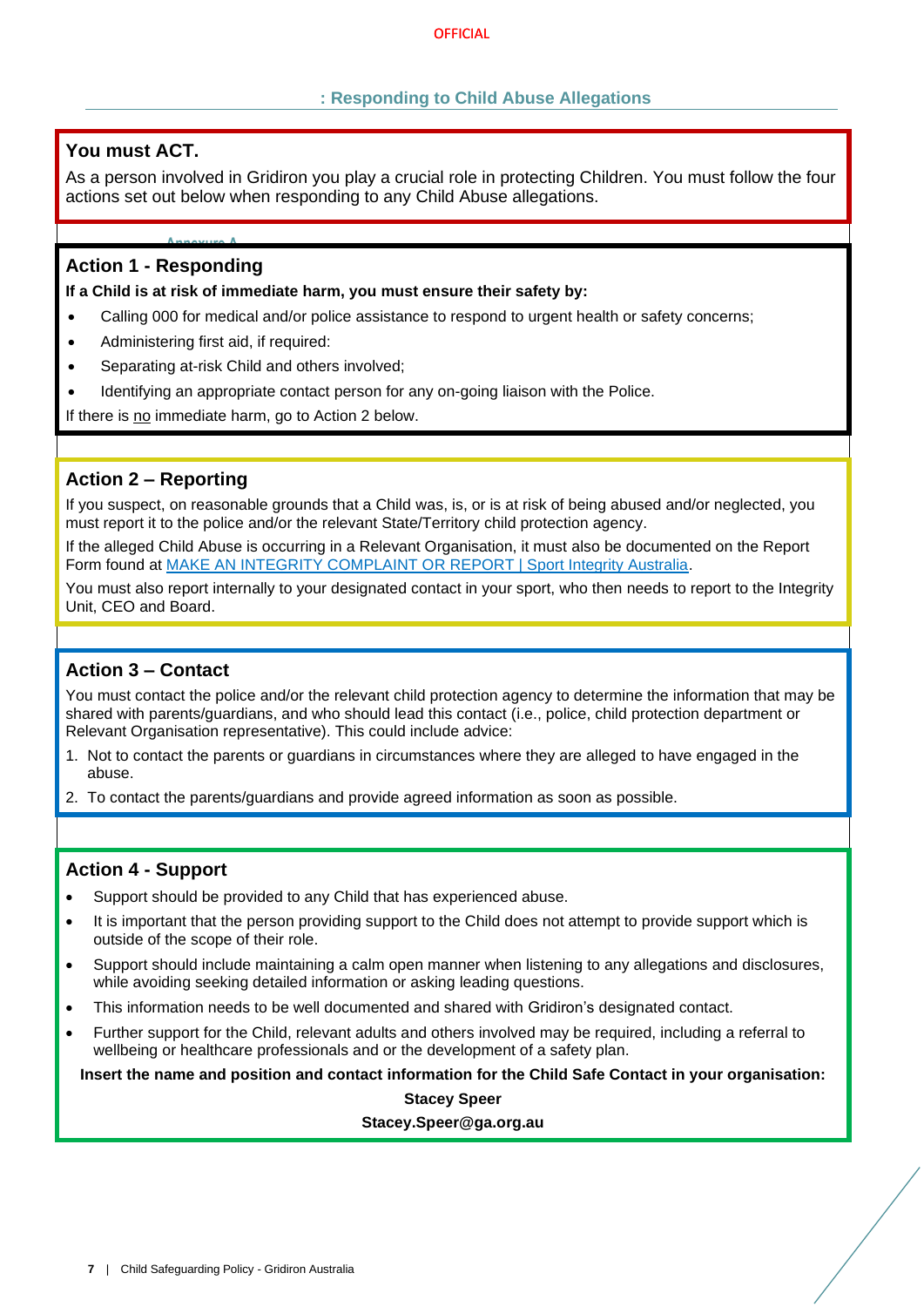## Annexure A: Responding to Child Abuse Allegations

### You must ACT.

As a person involved in Gridiron you play a crucial role in protecting Children. You must follow the four actions set out below when responding to any Child Abuse allegations.

### Action 1 - Responding

**If a Child is at risk of immediate harm, you must ensure their safety by:**

- Calling 000 for medical and/or police assistance to respond to urgent health or safety concerns;
- Administering first aid, if required:
- Separating at-risk Child and others involved;
- Identifying an appropriate contact person for any on-going liaison with the Police.

If there is no immediate harm, go to Action 2 below.

### Action 2 – Reporting

If you suspect, on reasonable grounds that a Child was, is, or is at risk of being abused and/or neglected, you must report it to the police and/or the relevant State/Territory child protection agency.

If the alleged Child Abuse is occurring in a Relevant Organisation, it must also be documented on the Report Form found at MAKE AN INTEGRITY COMPLAINT OR REPORT | Sport Integrity Australia.

You must also report internally to your designated contact in your sport, who then needs to report to the Integrity Unit, CEO and Board.

### Action 3 – Contact

You must contact the police and/or the relevant child protection agency to determine the information that may be shared with parents/guardians, and who should lead this contact (i.e., police, child protection department or Relevant Organisation representative). This could include advice:

1. Not to contact the parents or guardians in circumstances where they are alleged to have engaged in the abuse.
2. To contact the parents/guardians and provide agreed information as soon as possible.

### Action 4 - Support

- Support should be provided to any Child that has experienced abuse.
- It is important that the person providing support to the Child does not attempt to provide support which is outside of the scope of their role.
- Support should include maintaining a calm open manner when listening to any allegations and disclosures, while avoiding seeking detailed information or asking leading questions.
- This information needs to be well documented and shared with Gridiron's designated contact.
- Further support for the Child, relevant adults and others involved may be required, including a referral to wellbeing or healthcare professionals and or the development of a safety plan.

**Insert the name and position and contact information for the Child Safe Contact in your organisation:**

**Stacey Speer**

**Stacey.Speer@ga.org.au**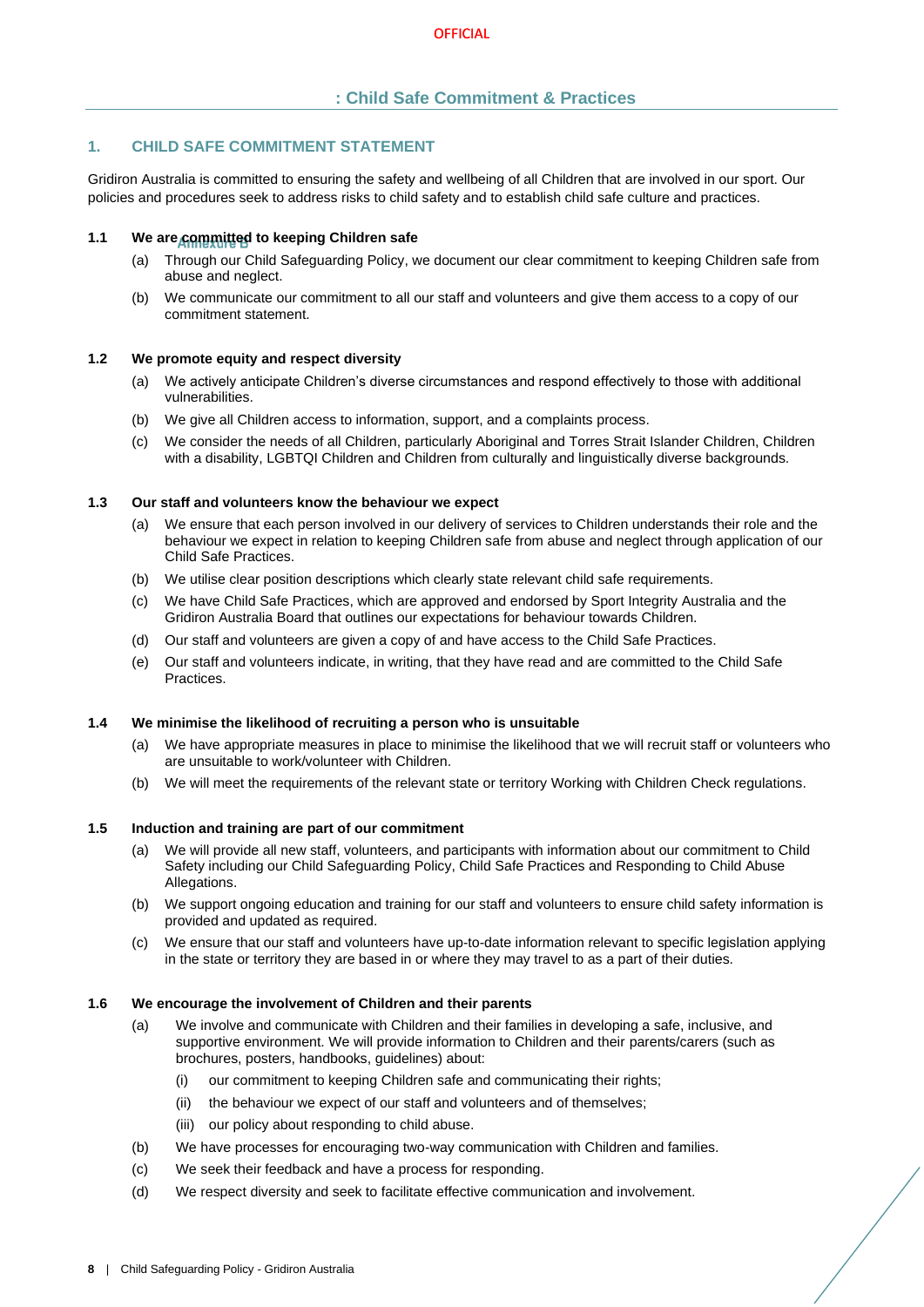# Annexure B: Child Safe Commitment & Practices

## 1. CHILD SAFE COMMITMENT STATEMENT

Gridiron Australia is committed to ensuring the safety and wellbeing of all Children that are involved in our sport. Our policies and procedures seek to address risks to child safety and to establish child safe culture and practices.

### 1.1 We are committed to keeping Children safe

(a) Through our Child Safeguarding Policy, we document our clear commitment to keeping Children safe from abuse and neglect.

(b) We communicate our commitment to all our staff and volunteers and give them access to a copy of our commitment statement.

### 1.2 We promote equity and respect diversity

(a) We actively anticipate Children's diverse circumstances and respond effectively to those with additional vulnerabilities.

(b) We give all Children access to information, support, and a complaints process.

(c) We consider the needs of all Children, particularly Aboriginal and Torres Strait Islander Children, Children with a disability, LGBTQI Children and Children from culturally and linguistically diverse backgrounds.

### 1.3 Our staff and volunteers know the behaviour we expect

(a) We ensure that each person involved in our delivery of services to Children understands their role and the behaviour we expect in relation to keeping Children safe from abuse and neglect through application of our Child Safe Practices.

(b) We utilise clear position descriptions which clearly state relevant child safe requirements.

(c) We have Child Safe Practices, which are approved and endorsed by Sport Integrity Australia and the Gridiron Australia Board that outlines our expectations for behaviour towards Children.

(d) Our staff and volunteers are given a copy of and have access to the Child Safe Practices.

(e) Our staff and volunteers indicate, in writing, that they have read and are committed to the Child Safe Practices.

### 1.4 We minimise the likelihood of recruiting a person who is unsuitable

(a) We have appropriate measures in place to minimise the likelihood that we will recruit staff or volunteers who are unsuitable to work/volunteer with Children.

(b) We will meet the requirements of the relevant state or territory Working with Children Check regulations.

### 1.5 Induction and training are part of our commitment

(a) We will provide all new staff, volunteers, and participants with information about our commitment to Child Safety including our Child Safeguarding Policy, Child Safe Practices and Responding to Child Abuse Allegations.

(b) We support ongoing education and training for our staff and volunteers to ensure child safety information is provided and updated as required.

(c) We ensure that our staff and volunteers have up-to-date information relevant to specific legislation applying in the state or territory they are based in or where they may travel to as a part of their duties.

### 1.6 We encourage the involvement of Children and their parents

(a) We involve and communicate with Children and their families in developing a safe, inclusive, and supportive environment. We will provide information to Children and their parents/carers (such as brochures, posters, handbooks, guidelines) about:

  (i) our commitment to keeping Children safe and communicating their rights;

  (ii) the behaviour we expect of our staff and volunteers and of themselves;

  (iii) our policy about responding to child abuse.

(b) We have processes for encouraging two-way communication with Children and families.

(c) We seek their feedback and have a process for responding.

(d) We respect diversity and seek to facilitate effective communication and involvement.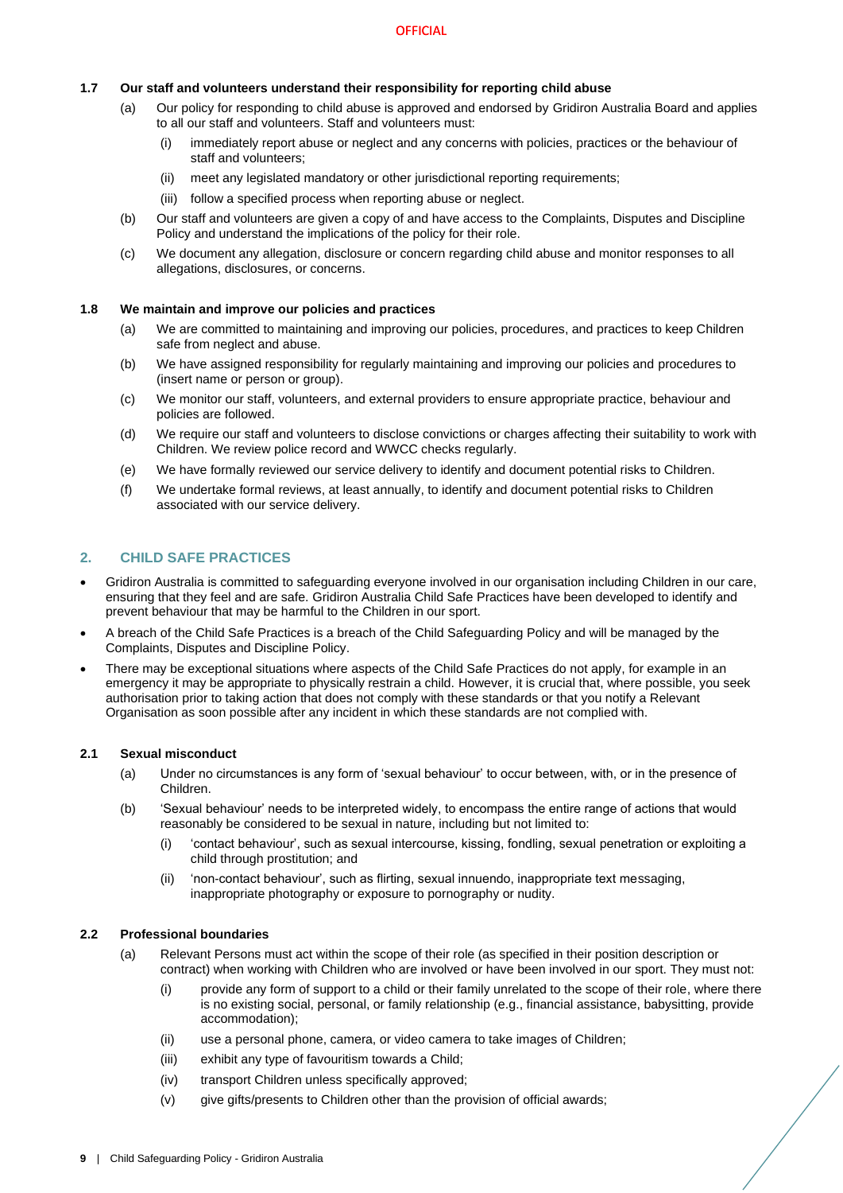### 1.7 Our staff and volunteers understand their responsibility for reporting child abuse

(a) Our policy for responding to child abuse is approved and endorsed by Gridiron Australia Board and applies to all our staff and volunteers. Staff and volunteers must:

- (i) immediately report abuse or neglect and any concerns with policies, practices or the behaviour of staff and volunteers;
- (ii) meet any legislated mandatory or other jurisdictional reporting requirements;
- (iii) follow a specified process when reporting abuse or neglect.

(b) Our staff and volunteers are given a copy of and have access to the Complaints, Disputes and Discipline Policy and understand the implications of the policy for their role.

(c) We document any allegation, disclosure or concern regarding child abuse and monitor responses to all allegations, disclosures, or concerns.

### 1.8 We maintain and improve our policies and practices

(a) We are committed to maintaining and improving our policies, procedures, and practices to keep Children safe from neglect and abuse.

(b) We have assigned responsibility for regularly maintaining and improving our policies and procedures to (insert name or person or group).

(c) We monitor our staff, volunteers, and external providers to ensure appropriate practice, behaviour and policies are followed.

(d) We require our staff and volunteers to disclose convictions or charges affecting their suitability to work with Children. We review police record and WWCC checks regularly.

(e) We have formally reviewed our service delivery to identify and document potential risks to Children.

(f) We undertake formal reviews, at least annually, to identify and document potential risks to Children associated with our service delivery.

## 2. CHILD SAFE PRACTICES

- Gridiron Australia is committed to safeguarding everyone involved in our organisation including Children in our care, ensuring that they feel and are safe. Gridiron Australia Child Safe Practices have been developed to identify and prevent behaviour that may be harmful to the Children in our sport.
- A breach of the Child Safe Practices is a breach of the Child Safeguarding Policy and will be managed by the Complaints, Disputes and Discipline Policy.
- There may be exceptional situations where aspects of the Child Safe Practices do not apply, for example in an emergency it may be appropriate to physically restrain a child. However, it is crucial that, where possible, you seek authorisation prior to taking action that does not comply with these standards or that you notify a Relevant Organisation as soon possible after any incident in which these standards are not complied with.

### 2.1 Sexual misconduct

(a) Under no circumstances is any form of 'sexual behaviour' to occur between, with, or in the presence of Children.

(b) 'Sexual behaviour' needs to be interpreted widely, to encompass the entire range of actions that would reasonably be considered to be sexual in nature, including but not limited to:

- (i) 'contact behaviour', such as sexual intercourse, kissing, fondling, sexual penetration or exploiting a child through prostitution; and
- (ii) 'non-contact behaviour', such as flirting, sexual innuendo, inappropriate text messaging, inappropriate photography or exposure to pornography or nudity.

### 2.2 Professional boundaries

(a) Relevant Persons must act within the scope of their role (as specified in their position description or contract) when working with Children who are involved or have been involved in our sport. They must not:

- (i) provide any form of support to a child or their family unrelated to the scope of their role, where there is no existing social, personal, or family relationship (e.g., financial assistance, babysitting, provide accommodation);
- (ii) use a personal phone, camera, or video camera to take images of Children;
- (iii) exhibit any type of favouritism towards a Child;
- (iv) transport Children unless specifically approved;
- (v) give gifts/presents to Children other than the provision of official awards;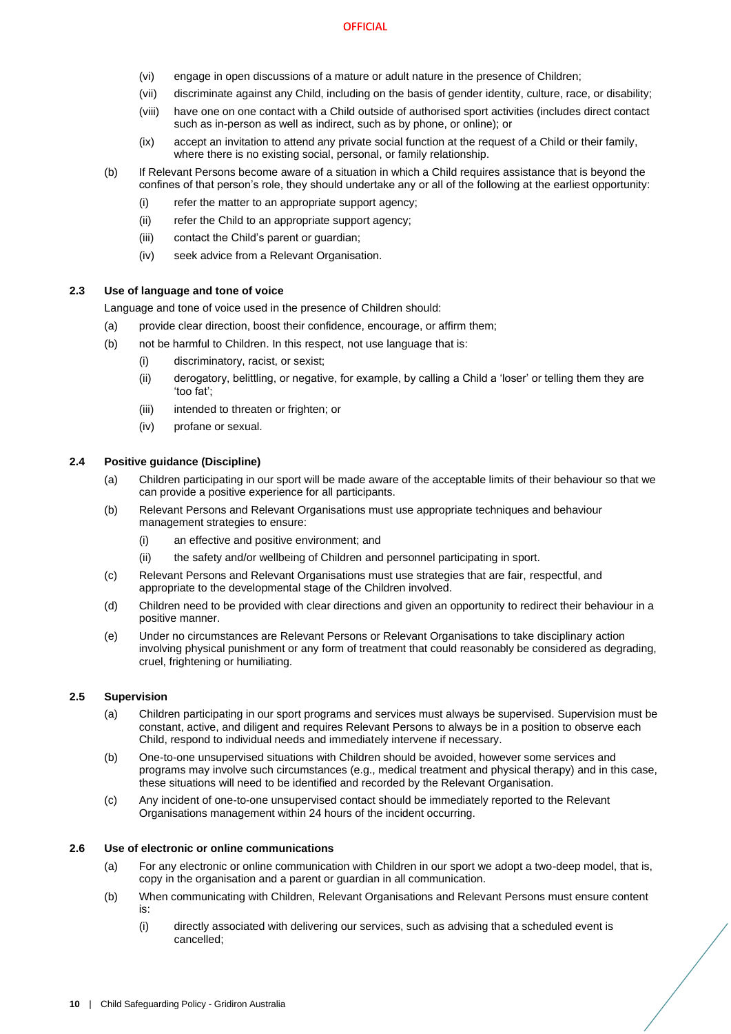(vi) engage in open discussions of a mature or adult nature in the presence of Children;

(vii) discriminate against any Child, including on the basis of gender identity, culture, race, or disability;

(viii) have one on one contact with a Child outside of authorised sport activities (includes direct contact such as in-person as well as indirect, such as by phone, or online); or

(ix) accept an invitation to attend any private social function at the request of a Child or their family, where there is no existing social, personal, or family relationship.

(b) If Relevant Persons become aware of a situation in which a Child requires assistance that is beyond the confines of that person's role, they should undertake any or all of the following at the earliest opportunity:

(i) refer the matter to an appropriate support agency;

(ii) refer the Child to an appropriate support agency;

(iii) contact the Child's parent or guardian;

(iv) seek advice from a Relevant Organisation.

### 2.3 Use of language and tone of voice

Language and tone of voice used in the presence of Children should:

(a) provide clear direction, boost their confidence, encourage, or affirm them;

(b) not be harmful to Children. In this respect, not use language that is:

(i) discriminatory, racist, or sexist;

(ii) derogatory, belittling, or negative, for example, by calling a Child a 'loser' or telling them they are 'too fat';

(iii) intended to threaten or frighten; or

(iv) profane or sexual.

### 2.4 Positive guidance (Discipline)

(a) Children participating in our sport will be made aware of the acceptable limits of their behaviour so that we can provide a positive experience for all participants.

(b) Relevant Persons and Relevant Organisations must use appropriate techniques and behaviour management strategies to ensure:

(i) an effective and positive environment; and

(ii) the safety and/or wellbeing of Children and personnel participating in sport.

(c) Relevant Persons and Relevant Organisations must use strategies that are fair, respectful, and appropriate to the developmental stage of the Children involved.

(d) Children need to be provided with clear directions and given an opportunity to redirect their behaviour in a positive manner.

(e) Under no circumstances are Relevant Persons or Relevant Organisations to take disciplinary action involving physical punishment or any form of treatment that could reasonably be considered as degrading, cruel, frightening or humiliating.

### 2.5 Supervision

(a) Children participating in our sport programs and services must always be supervised. Supervision must be constant, active, and diligent and requires Relevant Persons to always be in a position to observe each Child, respond to individual needs and immediately intervene if necessary.

(b) One-to-one unsupervised situations with Children should be avoided, however some services and programs may involve such circumstances (e.g., medical treatment and physical therapy) and in this case, these situations will need to be identified and recorded by the Relevant Organisation.

(c) Any incident of one-to-one unsupervised contact should be immediately reported to the Relevant Organisations management within 24 hours of the incident occurring.

### 2.6 Use of electronic or online communications

(a) For any electronic or online communication with Children in our sport we adopt a two-deep model, that is, copy in the organisation and a parent or guardian in all communication.

(b) When communicating with Children, Relevant Organisations and Relevant Persons must ensure content is:

(i) directly associated with delivering our services, such as advising that a scheduled event is cancelled;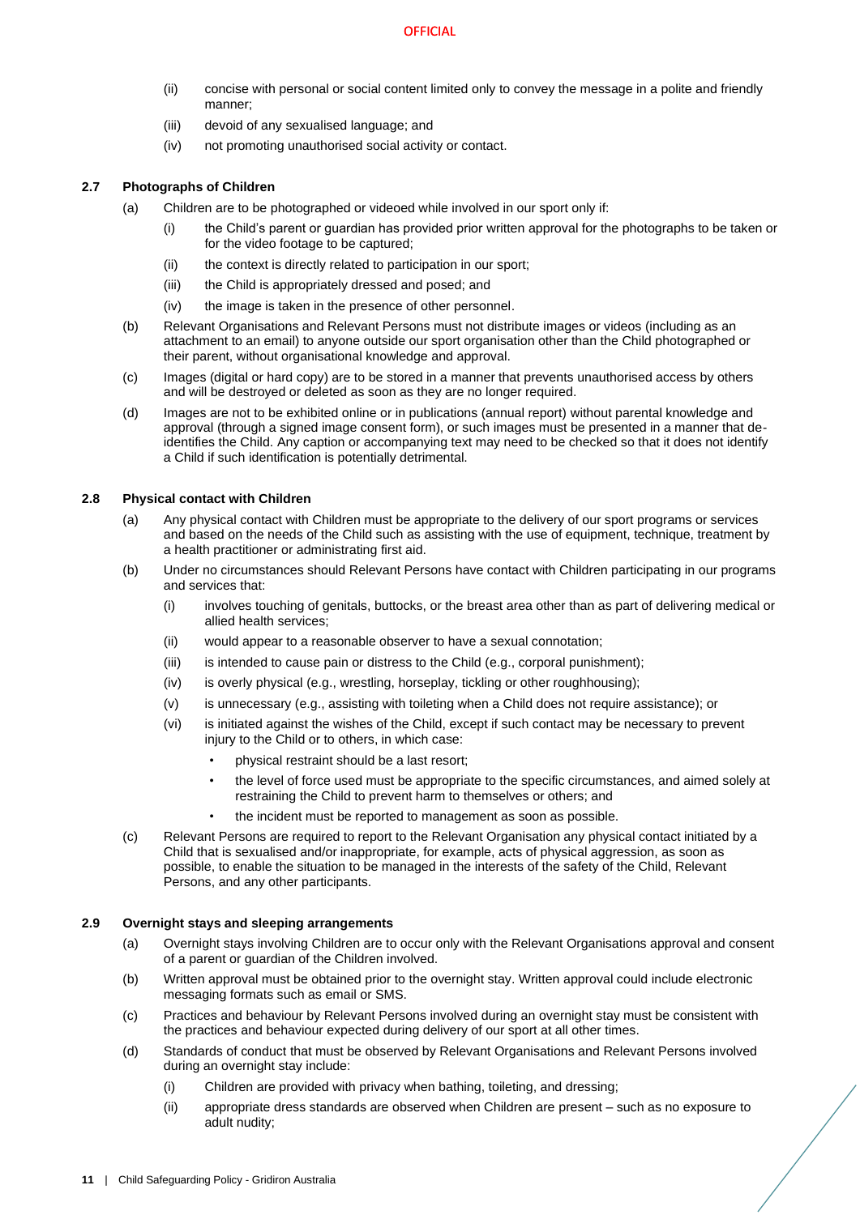(ii) concise with personal or social content limited only to convey the message in a polite and friendly manner;

(iii) devoid of any sexualised language; and

(iv) not promoting unauthorised social activity or contact.

### 2.7 Photographs of Children

(a) Children are to be photographed or videoed while involved in our sport only if:

(i) the Child's parent or guardian has provided prior written approval for the photographs to be taken or for the video footage to be captured;

(ii) the context is directly related to participation in our sport;

(iii) the Child is appropriately dressed and posed; and

(iv) the image is taken in the presence of other personnel.

(b) Relevant Organisations and Relevant Persons must not distribute images or videos (including as an attachment to an email) to anyone outside our sport organisation other than the Child photographed or their parent, without organisational knowledge and approval.

(c) Images (digital or hard copy) are to be stored in a manner that prevents unauthorised access by others and will be destroyed or deleted as soon as they are no longer required.

(d) Images are not to be exhibited online or in publications (annual report) without parental knowledge and approval (through a signed image consent form), or such images must be presented in a manner that de-identifies the Child. Any caption or accompanying text may need to be checked so that it does not identify a Child if such identification is potentially detrimental.

### 2.8 Physical contact with Children

(a) Any physical contact with Children must be appropriate to the delivery of our sport programs or services and based on the needs of the Child such as assisting with the use of equipment, technique, treatment by a health practitioner or administrating first aid.

(b) Under no circumstances should Relevant Persons have contact with Children participating in our programs and services that:

(i) involves touching of genitals, buttocks, or the breast area other than as part of delivering medical or allied health services;

(ii) would appear to a reasonable observer to have a sexual connotation;

(iii) is intended to cause pain or distress to the Child (e.g., corporal punishment);

(iv) is overly physical (e.g., wrestling, horseplay, tickling or other roughhousing);

(v) is unnecessary (e.g., assisting with toileting when a Child does not require assistance); or

(vi) is initiated against the wishes of the Child, except if such contact may be necessary to prevent injury to the Child or to others, in which case:

- physical restraint should be a last resort;
- the level of force used must be appropriate to the specific circumstances, and aimed solely at restraining the Child to prevent harm to themselves or others; and
- the incident must be reported to management as soon as possible.

(c) Relevant Persons are required to report to the Relevant Organisation any physical contact initiated by a Child that is sexualised and/or inappropriate, for example, acts of physical aggression, as soon as possible, to enable the situation to be managed in the interests of the safety of the Child, Relevant Persons, and any other participants.

### 2.9 Overnight stays and sleeping arrangements

(a) Overnight stays involving Children are to occur only with the Relevant Organisations approval and consent of a parent or guardian of the Children involved.

(b) Written approval must be obtained prior to the overnight stay. Written approval could include electronic messaging formats such as email or SMS.

(c) Practices and behaviour by Relevant Persons involved during an overnight stay must be consistent with the practices and behaviour expected during delivery of our sport at all other times.

(d) Standards of conduct that must be observed by Relevant Organisations and Relevant Persons involved during an overnight stay include:

(i) Children are provided with privacy when bathing, toileting, and dressing;

(ii) appropriate dress standards are observed when Children are present – such as no exposure to adult nudity;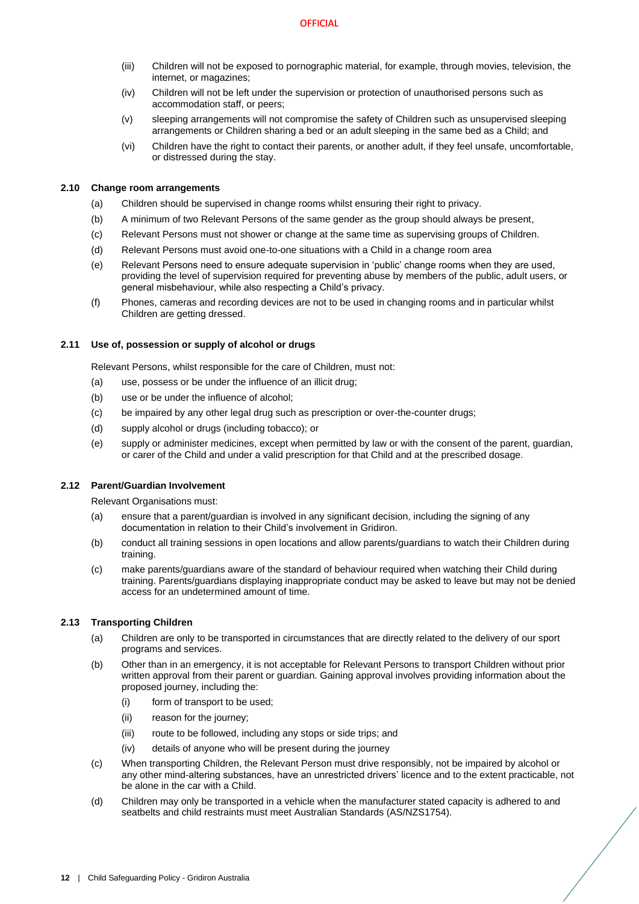(iii) Children will not be exposed to pornographic material, for example, through movies, television, the internet, or magazines;

(iv) Children will not be left under the supervision or protection of unauthorised persons such as accommodation staff, or peers;

(v) sleeping arrangements will not compromise the safety of Children such as unsupervised sleeping arrangements or Children sharing a bed or an adult sleeping in the same bed as a Child; and

(vi) Children have the right to contact their parents, or another adult, if they feel unsafe, uncomfortable, or distressed during the stay.

### 2.10 Change room arrangements

(a) Children should be supervised in change rooms whilst ensuring their right to privacy.

(b) A minimum of two Relevant Persons of the same gender as the group should always be present,

(c) Relevant Persons must not shower or change at the same time as supervising groups of Children.

(d) Relevant Persons must avoid one-to-one situations with a Child in a change room area

(e) Relevant Persons need to ensure adequate supervision in 'public' change rooms when they are used, providing the level of supervision required for preventing abuse by members of the public, adult users, or general misbehaviour, while also respecting a Child's privacy.

(f) Phones, cameras and recording devices are not to be used in changing rooms and in particular whilst Children are getting dressed.

### 2.11 Use of, possession or supply of alcohol or drugs

Relevant Persons, whilst responsible for the care of Children, must not:

(a) use, possess or be under the influence of an illicit drug;

(b) use or be under the influence of alcohol;

(c) be impaired by any other legal drug such as prescription or over-the-counter drugs;

(d) supply alcohol or drugs (including tobacco); or

(e) supply or administer medicines, except when permitted by law or with the consent of the parent, guardian, or carer of the Child and under a valid prescription for that Child and at the prescribed dosage.

### 2.12 Parent/Guardian Involvement

Relevant Organisations must:

(a) ensure that a parent/guardian is involved in any significant decision, including the signing of any documentation in relation to their Child's involvement in Gridiron.

(b) conduct all training sessions in open locations and allow parents/guardians to watch their Children during training.

(c) make parents/guardians aware of the standard of behaviour required when watching their Child during training. Parents/guardians displaying inappropriate conduct may be asked to leave but may not be denied access for an undetermined amount of time.

### 2.13 Transporting Children

(a) Children are only to be transported in circumstances that are directly related to the delivery of our sport programs and services.

(b) Other than in an emergency, it is not acceptable for Relevant Persons to transport Children without prior written approval from their parent or guardian. Gaining approval involves providing information about the proposed journey, including the:

   (i) form of transport to be used;

   (ii) reason for the journey;

   (iii) route to be followed, including any stops or side trips; and

   (iv) details of anyone who will be present during the journey

(c) When transporting Children, the Relevant Person must drive responsibly, not be impaired by alcohol or any other mind-altering substances, have an unrestricted drivers' licence and to the extent practicable, not be alone in the car with a Child.

(d) Children may only be transported in a vehicle when the manufacturer stated capacity is adhered to and seatbelts and child restraints must meet Australian Standards (AS/NZS1754).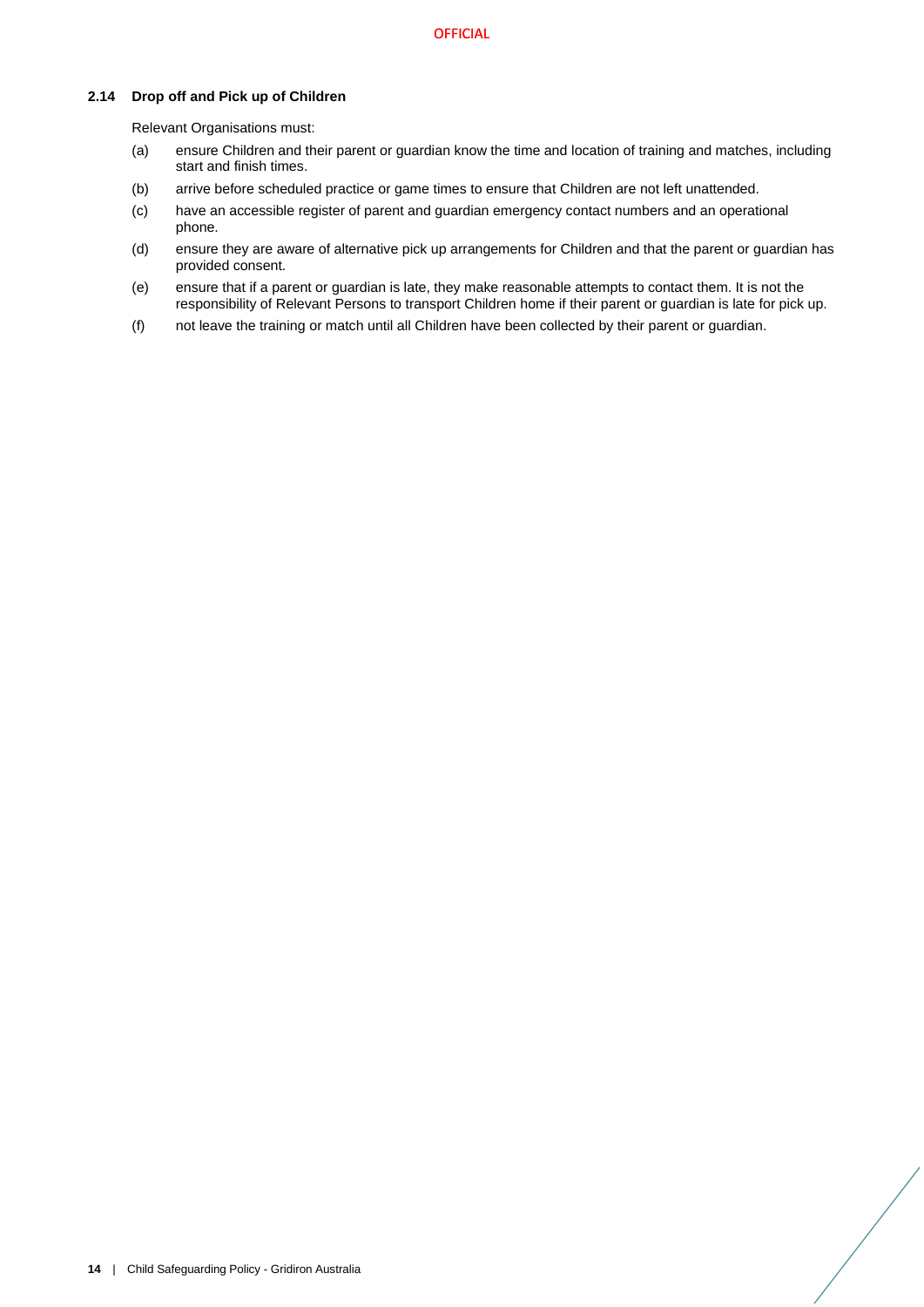### 2.14 Drop off and Pick up of Children

Relevant Organisations must:

(a) ensure Children and their parent or guardian know the time and location of training and matches, including start and finish times.

(b) arrive before scheduled practice or game times to ensure that Children are not left unattended.

(c) have an accessible register of parent and guardian emergency contact numbers and an operational phone.

(d) ensure they are aware of alternative pick up arrangements for Children and that the parent or guardian has provided consent.

(e) ensure that if a parent or guardian is late, they make reasonable attempts to contact them. It is not the responsibility of Relevant Persons to transport Children home if their parent or guardian is late for pick up.

(f) not leave the training or match until all Children have been collected by their parent or guardian.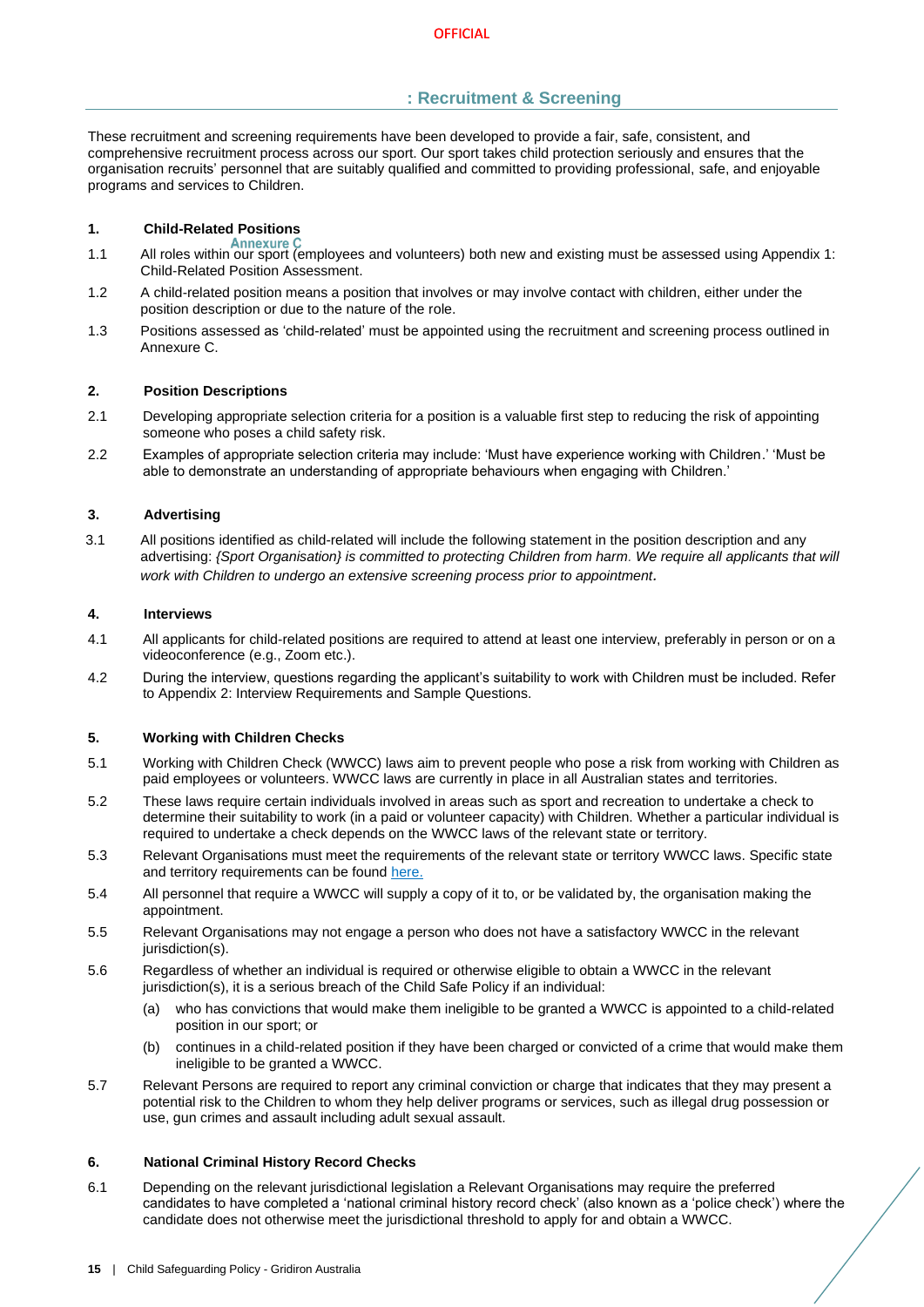## Annexure C: Recruitment & Screening

These recruitment and screening requirements have been developed to provide a fair, safe, consistent, and comprehensive recruitment process across our sport. Our sport takes child protection seriously and ensures that the organisation recruits' personnel that are suitably qualified and committed to providing professional, safe, and enjoyable programs and services to Children.

### 1. Child-Related Positions

1.1 All roles within our sport (employees and volunteers) both new and existing must be assessed using Appendix 1: Child-Related Position Assessment.

1.2 A child-related position means a position that involves or may involve contact with children, either under the position description or due to the nature of the role.

1.3 Positions assessed as 'child-related' must be appointed using the recruitment and screening process outlined in Annexure C.

### 2. Position Descriptions

2.1 Developing appropriate selection criteria for a position is a valuable first step to reducing the risk of appointing someone who poses a child safety risk.

2.2 Examples of appropriate selection criteria may include: 'Must have experience working with Children.' 'Must be able to demonstrate an understanding of appropriate behaviours when engaging with Children.'

### 3. Advertising

3.1 All positions identified as child-related will include the following statement in the position description and any advertising: *{Sport Organisation} is committed to protecting Children from harm. We require all applicants that will work with Children to undergo an extensive screening process prior to appointment.*

### 4. Interviews

4.1 All applicants for child-related positions are required to attend at least one interview, preferably in person or on a videoconference (e.g., Zoom etc.).

4.2 During the interview, questions regarding the applicant's suitability to work with Children must be included. Refer to Appendix 2: Interview Requirements and Sample Questions.

### 5. Working with Children Checks

5.1 Working with Children Check (WWCC) laws aim to prevent people who pose a risk from working with Children as paid employees or volunteers. WWCC laws are currently in place in all Australian states and territories.

5.2 These laws require certain individuals involved in areas such as sport and recreation to undertake a check to determine their suitability to work (in a paid or volunteer capacity) with Children. Whether a particular individual is required to undertake a check depends on the WWCC laws of the relevant state or territory.

5.3 Relevant Organisations must meet the requirements of the relevant state or territory WWCC laws. Specific state and territory requirements can be found [here.]()

5.4 All personnel that require a WWCC will supply a copy of it to, or be validated by, the organisation making the appointment.

5.5 Relevant Organisations may not engage a person who does not have a satisfactory WWCC in the relevant jurisdiction(s).

5.6 Regardless of whether an individual is required or otherwise eligible to obtain a WWCC in the relevant jurisdiction(s), it is a serious breach of the Child Safe Policy if an individual:

- (a) who has convictions that would make them ineligible to be granted a WWCC is appointed to a child-related position in our sport; or
- (b) continues in a child-related position if they have been charged or convicted of a crime that would make them ineligible to be granted a WWCC.

5.7 Relevant Persons are required to report any criminal conviction or charge that indicates that they may present a potential risk to the Children to whom they help deliver programs or services, such as illegal drug possession or use, gun crimes and assault including adult sexual assault.

### 6. National Criminal History Record Checks

6.1 Depending on the relevant jurisdictional legislation a Relevant Organisations may require the preferred candidates to have completed a 'national criminal history record check' (also known as a 'police check') where the candidate does not otherwise meet the jurisdictional threshold to apply for and obtain a WWCC.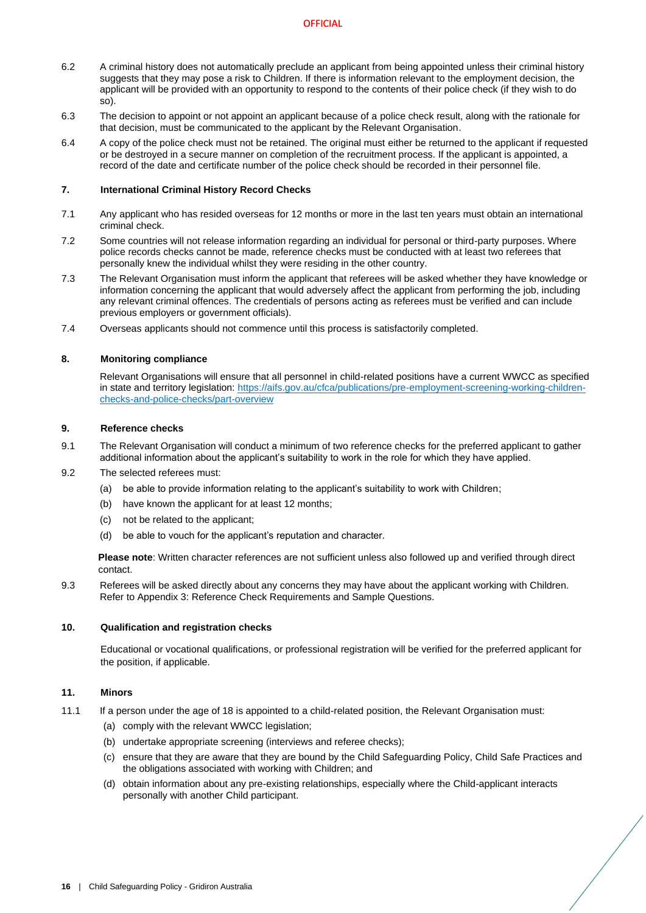6.2 A criminal history does not automatically preclude an applicant from being appointed unless their criminal history suggests that they may pose a risk to Children. If there is information relevant to the employment decision, the applicant will be provided with an opportunity to respond to the contents of their police check (if they wish to do so).

6.3 The decision to appoint or not appoint an applicant because of a police check result, along with the rationale for that decision, must be communicated to the applicant by the Relevant Organisation.

6.4 A copy of the police check must not be retained. The original must either be returned to the applicant if requested or be destroyed in a secure manner on completion of the recruitment process. If the applicant is appointed, a record of the date and certificate number of the police check should be recorded in their personnel file.

## 7. International Criminal History Record Checks

7.1 Any applicant who has resided overseas for 12 months or more in the last ten years must obtain an international criminal check.

7.2 Some countries will not release information regarding an individual for personal or third-party purposes. Where police records checks cannot be made, reference checks must be conducted with at least two referees that personally knew the individual whilst they were residing in the other country.

7.3 The Relevant Organisation must inform the applicant that referees will be asked whether they have knowledge or information concerning the applicant that would adversely affect the applicant from performing the job, including any relevant criminal offences. The credentials of persons acting as referees must be verified and can include previous employers or government officials).

7.4 Overseas applicants should not commence until this process is satisfactorily completed.

## 8. Monitoring compliance

Relevant Organisations will ensure that all personnel in child-related positions have a current WWCC as specified in state and territory legislation: [https://aifs.gov.au/cfca/publications/pre-employment-screening-working-children-checks-and-police-checks/part-overview](https://aifs.gov.au/cfca/publications/pre-employment-screening-working-children-checks-and-police-checks/part-overview)

## 9. Reference checks

9.1 The Relevant Organisation will conduct a minimum of two reference checks for the preferred applicant to gather additional information about the applicant's suitability to work in the role for which they have applied.

9.2 The selected referees must:

- (a) be able to provide information relating to the applicant's suitability to work with Children;
- (b) have known the applicant for at least 12 months;
- (c) not be related to the applicant;
- (d) be able to vouch for the applicant's reputation and character.

**Please note**: Written character references are not sufficient unless also followed up and verified through direct contact.

9.3 Referees will be asked directly about any concerns they may have about the applicant working with Children. Refer to Appendix 3: Reference Check Requirements and Sample Questions.

## 10. Qualification and registration checks

Educational or vocational qualifications, or professional registration will be verified for the preferred applicant for the position, if applicable.

## 11. Minors

11.1 If a person under the age of 18 is appointed to a child-related position, the Relevant Organisation must:

- (a) comply with the relevant WWCC legislation;
- (b) undertake appropriate screening (interviews and referee checks);
- (c) ensure that they are aware that they are bound by the Child Safeguarding Policy, Child Safe Practices and the obligations associated with working with Children; and
- (d) obtain information about any pre-existing relationships, especially where the Child-applicant interacts personally with another Child participant.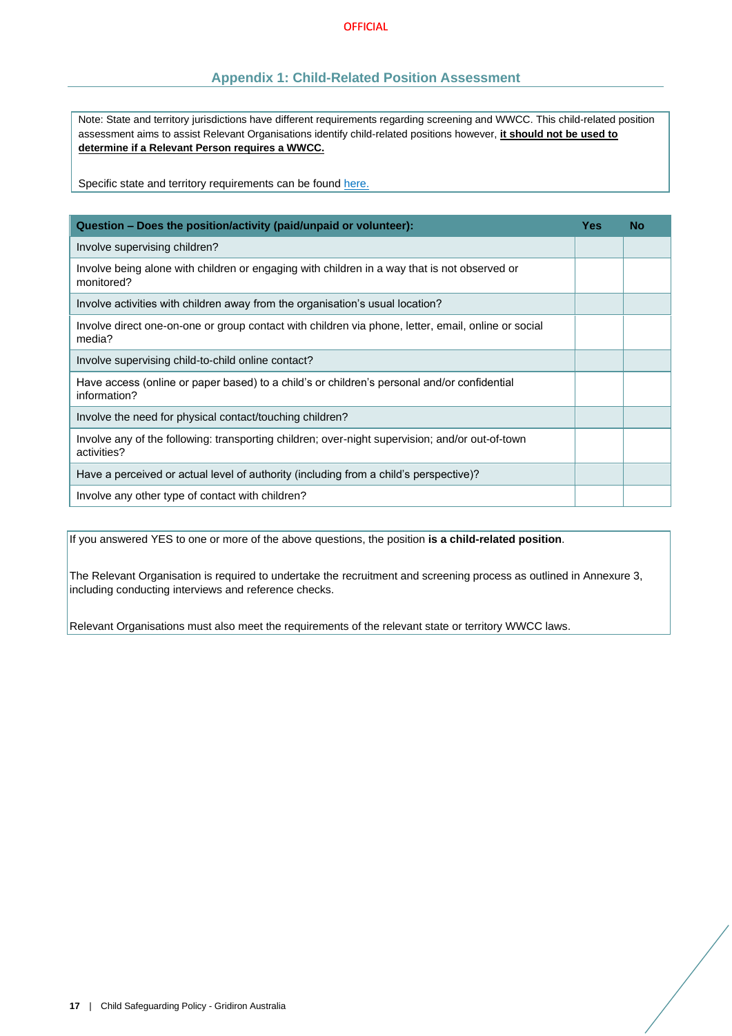## Appendix 1: Child-Related Position Assessment

Note: State and territory jurisdictions have different requirements regarding screening and WWCC. This child-related position assessment aims to assist Relevant Organisations identify child-related positions however, **it should not be used to determine if a Relevant Person requires a WWCC.**

Specific state and territory requirements can be found here.

| Question – Does the position/activity (paid/unpaid or volunteer): | Yes | No |
|---|---|---|
| Involve supervising children? | | |
| Involve being alone with children or engaging with children in a way that is not observed or monitored? | | |
| Involve activities with children away from the organisation's usual location? | | |
| Involve direct one-on-one or group contact with children via phone, letter, email, online or social media? | | |
| Involve supervising child-to-child online contact? | | |
| Have access (online or paper based) to a child's or children's personal and/or confidential information? | | |
| Involve the need for physical contact/touching children? | | |
| Involve any of the following: transporting children; over-night supervision; and/or out-of-town activities? | | |
| Have a perceived or actual level of authority (including from a child's perspective)? | | |
| Involve any other type of contact with children? | | |

If you answered YES to one or more of the above questions, the position **is a child-related position**.

The Relevant Organisation is required to undertake the recruitment and screening process as outlined in Annexure 3, including conducting interviews and reference checks.

Relevant Organisations must also meet the requirements of the relevant state or territory WWCC laws.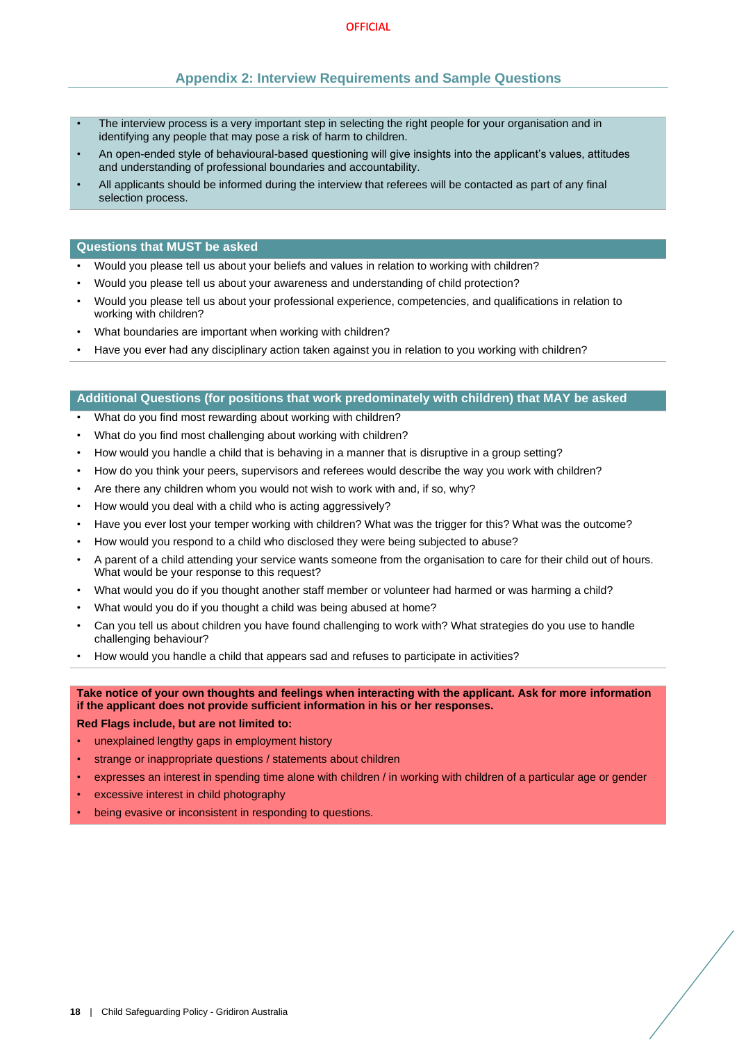## Appendix 2: Interview Requirements and Sample Questions

- The interview process is a very important step in selecting the right people for your organisation and in identifying any people that may pose a risk of harm to children.
- An open-ended style of behavioural-based questioning will give insights into the applicant's values, attitudes and understanding of professional boundaries and accountability.
- All applicants should be informed during the interview that referees will be contacted as part of any final selection process.

### Questions that MUST be asked

- Would you please tell us about your beliefs and values in relation to working with children?
- Would you please tell us about your awareness and understanding of child protection?
- Would you please tell us about your professional experience, competencies, and qualifications in relation to working with children?
- What boundaries are important when working with children?
- Have you ever had any disciplinary action taken against you in relation to you working with children?

### Additional Questions (for positions that work predominately with children) that MAY be asked

- What do you find most rewarding about working with children?
- What do you find most challenging about working with children?
- How would you handle a child that is behaving in a manner that is disruptive in a group setting?
- How do you think your peers, supervisors and referees would describe the way you work with children?
- Are there any children whom you would not wish to work with and, if so, why?
- How would you deal with a child who is acting aggressively?
- Have you ever lost your temper working with children? What was the trigger for this? What was the outcome?
- How would you respond to a child who disclosed they were being subjected to abuse?
- A parent of a child attending your service wants someone from the organisation to care for their child out of hours. What would be your response to this request?
- What would you do if you thought another staff member or volunteer had harmed or was harming a child?
- What would you do if you thought a child was being abused at home?
- Can you tell us about children you have found challenging to work with? What strategies do you use to handle challenging behaviour?
- How would you handle a child that appears sad and refuses to participate in activities?

**Take notice of your own thoughts and feelings when interacting with the applicant. Ask for more information if the applicant does not provide sufficient information in his or her responses.**

**Red Flags include, but are not limited to:**

- unexplained lengthy gaps in employment history
- strange or inappropriate questions / statements about children
- expresses an interest in spending time alone with children / in working with children of a particular age or gender
- excessive interest in child photography
- being evasive or inconsistent in responding to questions.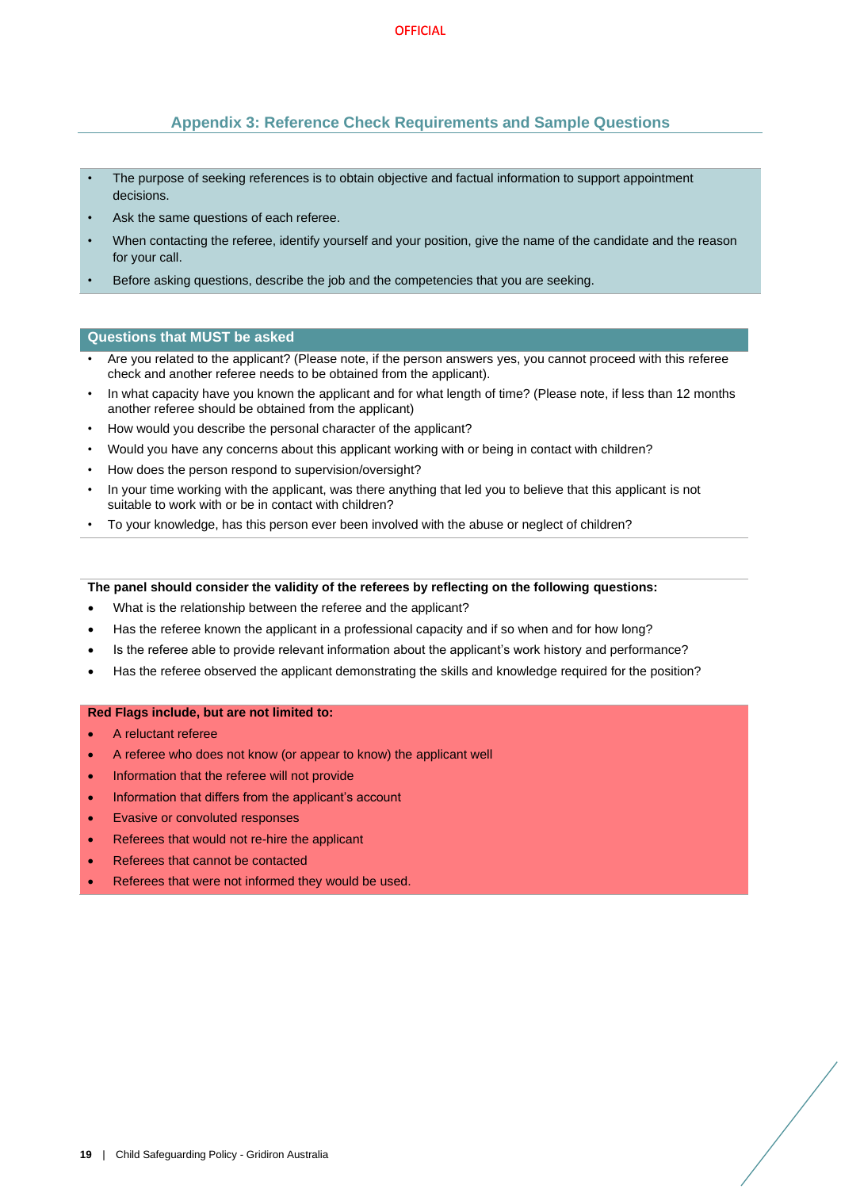## Appendix 3: Reference Check Requirements and Sample Questions

- The purpose of seeking references is to obtain objective and factual information to support appointment decisions.
- Ask the same questions of each referee.
- When contacting the referee, identify yourself and your position, give the name of the candidate and the reason for your call.
- Before asking questions, describe the job and the competencies that you are seeking.

### Questions that MUST be asked

- Are you related to the applicant? (Please note, if the person answers yes, you cannot proceed with this referee check and another referee needs to be obtained from the applicant).
- In what capacity have you known the applicant and for what length of time? (Please note, if less than 12 months another referee should be obtained from the applicant)
- How would you describe the personal character of the applicant?
- Would you have any concerns about this applicant working with or being in contact with children?
- How does the person respond to supervision/oversight?
- In your time working with the applicant, was there anything that led you to believe that this applicant is not suitable to work with or be in contact with children?
- To your knowledge, has this person ever been involved with the abuse or neglect of children?

**The panel should consider the validity of the referees by reflecting on the following questions:**

- What is the relationship between the referee and the applicant?
- Has the referee known the applicant in a professional capacity and if so when and for how long?
- Is the referee able to provide relevant information about the applicant's work history and performance?
- Has the referee observed the applicant demonstrating the skills and knowledge required for the position?

**Red Flags include, but are not limited to:**

- A reluctant referee
- A referee who does not know (or appear to know) the applicant well
- Information that the referee will not provide
- Information that differs from the applicant's account
- Evasive or convoluted responses
- Referees that would not re-hire the applicant
- Referees that cannot be contacted
- Referees that were not informed they would be used.